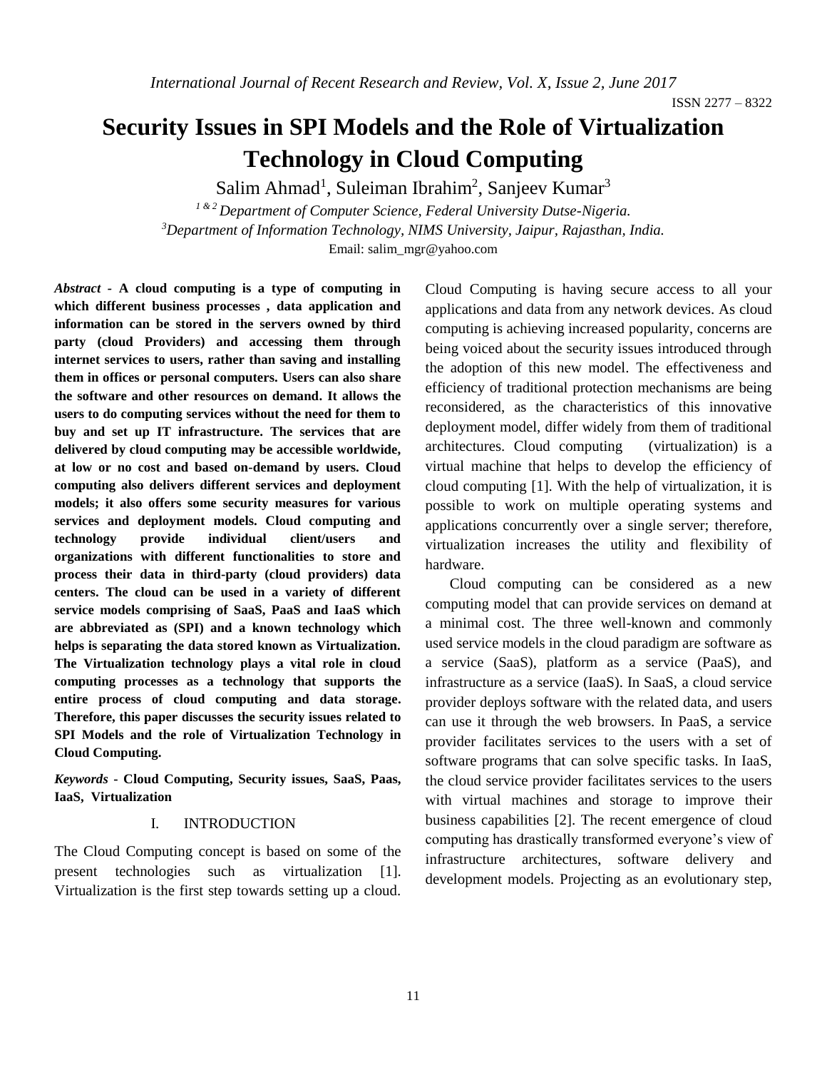# Security Issues in SPI Models and the Role of Virtualization Technology in Cloud Computing

Salim Ahmad[1], Suleiman Ibrahim[2], Sanjeev Kumar[3]

[1 & 2] *Department of Computer Science, Federal University Dutse-Nigeria.*

[3]*Department of Information Technology, NIMS University, Jaipur, Rajasthan, India.*

Email: salim_mgr@yahoo.com

***Abstract* - A cloud computing is a type of computing in which different business processes , data application and information can be stored in the servers owned by third party (cloud Providers) and accessing them through internet services to users, rather than saving and installing them in offices or personal computers. Users can also share the software and other resources on demand. It allows the users to do computing services without the need for them to buy and set up IT infrastructure. The services that are delivered by cloud computing may be accessible worldwide, at low or no cost and based on-demand by users. Cloud computing also delivers different services and deployment models; it also offers some security measures for various services and deployment models. Cloud computing and technology provide individual client/users and organizations with different functionalities to store and process their data in third-party (cloud providers) data centers. The cloud can be used in a variety of different service models comprising of SaaS, PaaS and IaaS which are abbreviated as (SPI) and a known technology which helps is separating the data stored known as Virtualization. The Virtualization technology plays a vital role in cloud computing processes as a technology that supports the entire process of cloud computing and data storage. Therefore, this paper discusses the security issues related to SPI Models and the role of Virtualization Technology in Cloud Computing.**

***Keywords* - Cloud Computing, Security issues, SaaS, Paas, IaaS, Virtualization**

## I. INTRODUCTION

The Cloud Computing concept is based on some of the present technologies such as virtualization [1]. Virtualization is the first step towards setting up a cloud. Cloud Computing is having secure access to all your applications and data from any network devices. As cloud computing is achieving increased popularity, concerns are being voiced about the security issues introduced through the adoption of this new model. The effectiveness and efficiency of traditional protection mechanisms are being reconsidered, as the characteristics of this innovative deployment model, differ widely from them of traditional architectures. Cloud computing (virtualization) is a virtual machine that helps to develop the efficiency of cloud computing [1]. With the help of virtualization, it is possible to work on multiple operating systems and applications concurrently over a single server; therefore, virtualization increases the utility and flexibility of hardware.

Cloud computing can be considered as a new computing model that can provide services on demand at a minimal cost. The three well-known and commonly used service models in the cloud paradigm are software as a service (SaaS), platform as a service (PaaS), and infrastructure as a service (IaaS). In SaaS, a cloud service provider deploys software with the related data, and users can use it through the web browsers. In PaaS, a service provider facilitates services to the users with a set of software programs that can solve specific tasks. In IaaS, the cloud service provider facilitates services to the users with virtual machines and storage to improve their business capabilities [2]. The recent emergence of cloud computing has drastically transformed everyone's view of infrastructure architectures, software delivery and development models. Projecting as an evolutionary step,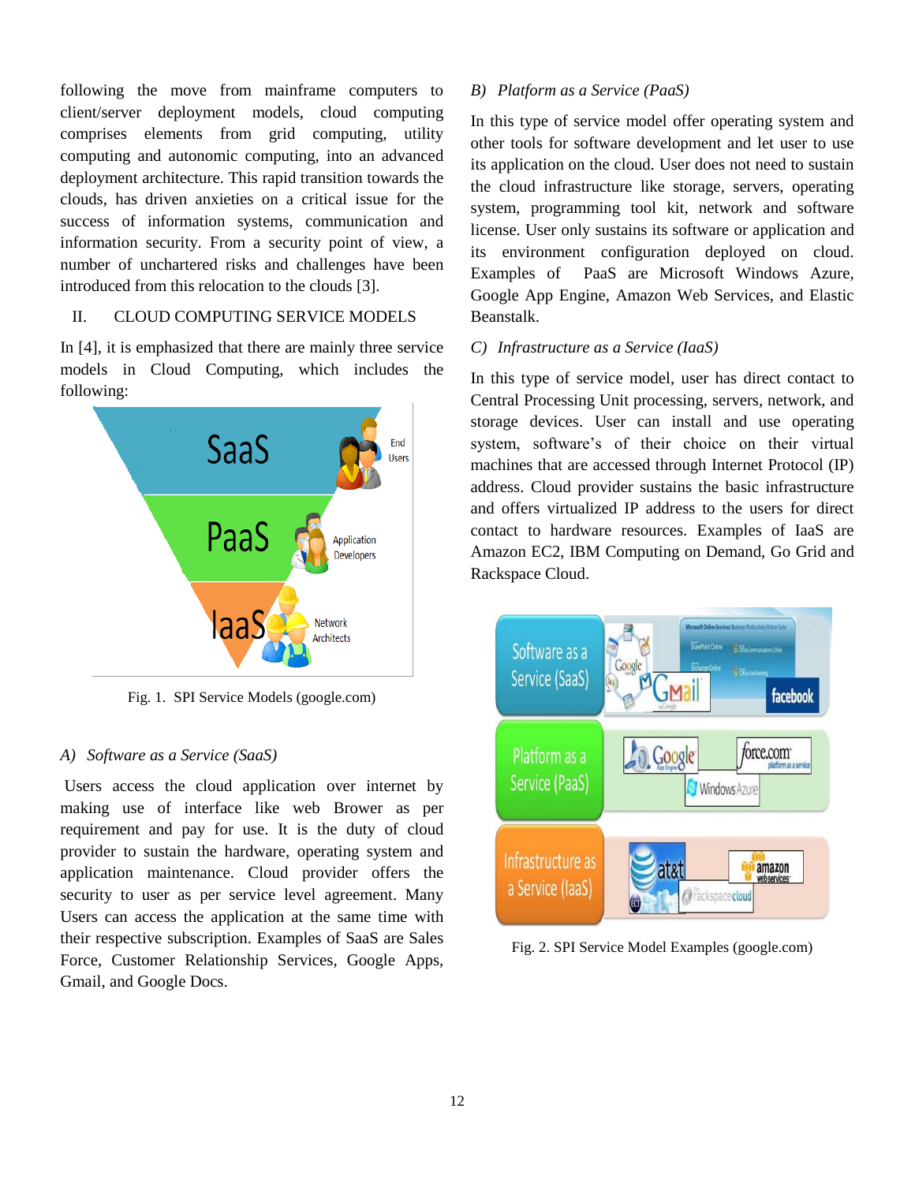following the move from mainframe computers to client/server deployment models, cloud computing comprises elements from grid computing, utility computing and autonomic computing, into an advanced deployment architecture. This rapid transition towards the clouds, has driven anxieties on a critical issue for the success of information systems, communication and information security. From a security point of view, a number of unchartered risks and challenges have been introduced from this relocation to the clouds [3].

## II. CLOUD COMPUTING SERVICE MODELS

In [4], it is emphasized that there are mainly three service models in Cloud Computing, which includes the following:

Fig. 1. SPI Service Models (google.com)

### A) Software as a Service (SaaS)

Users access the cloud application over internet by making use of interface like web Brower as per requirement and pay for use. It is the duty of cloud provider to sustain the hardware, operating system and application maintenance. Cloud provider offers the security to user as per service level agreement. Many Users can access the application at the same time with their respective subscription. Examples of SaaS are Sales Force, Customer Relationship Services, Google Apps, Gmail, and Google Docs.

### B) Platform as a Service (PaaS)

In this type of service model offer operating system and other tools for software development and let user to use its application on the cloud. User does not need to sustain the cloud infrastructure like storage, servers, operating system, programming tool kit, network and software license. User only sustains its software or application and its environment configuration deployed on cloud. Examples of PaaS are Microsoft Windows Azure, Google App Engine, Amazon Web Services, and Elastic Beanstalk.

### C) Infrastructure as a Service (IaaS)

In this type of service model, user has direct contact to Central Processing Unit processing, servers, network, and storage devices. User can install and use operating system, software's of their choice on their virtual machines that are accessed through Internet Protocol (IP) address. Cloud provider sustains the basic infrastructure and offers virtualized IP address to the users for direct contact to hardware resources. Examples of IaaS are Amazon EC2, IBM Computing on Demand, Go Grid and Rackspace Cloud.

Fig. 2. SPI Service Model Examples (google.com)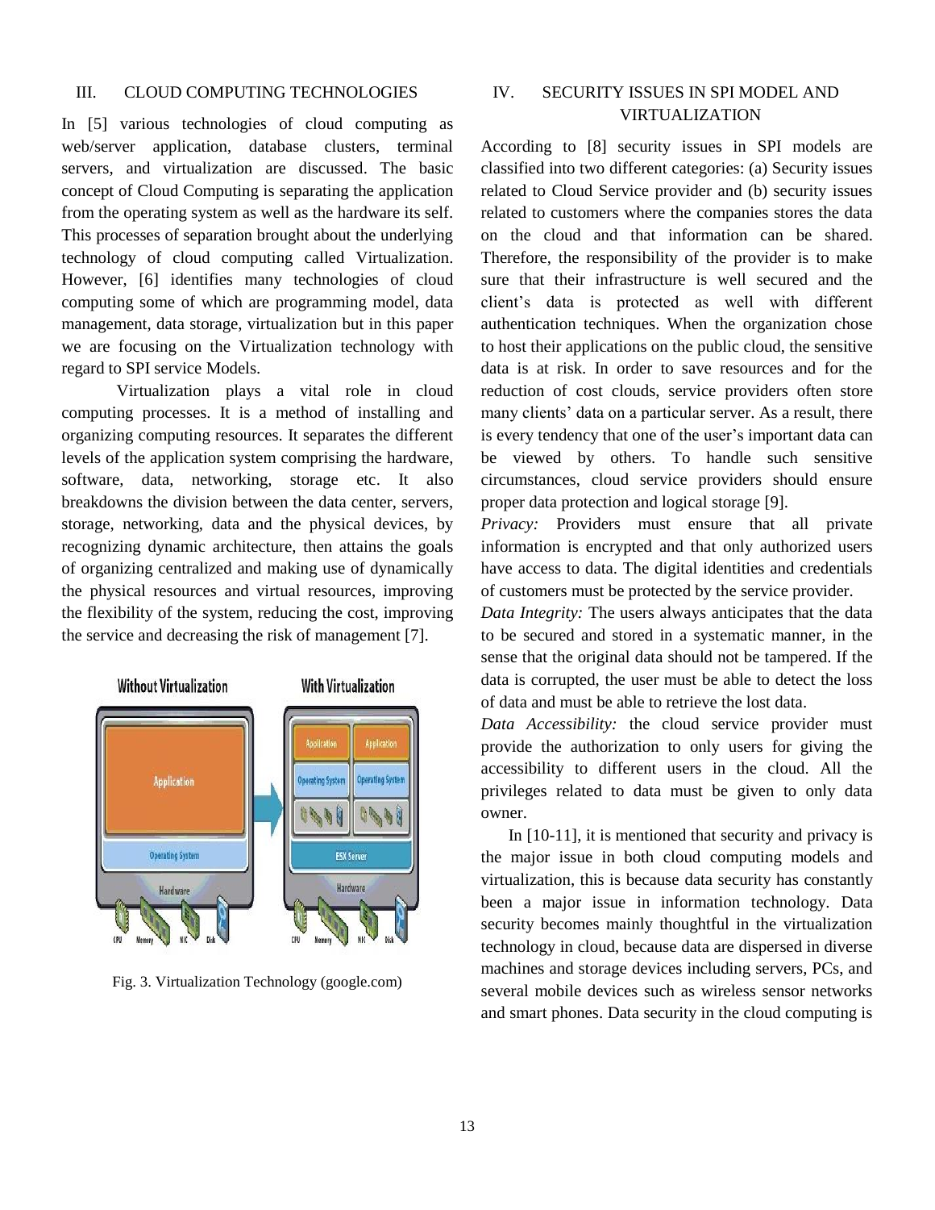## III. CLOUD COMPUTING TECHNOLOGIES

In [5] various technologies of cloud computing as web/server application, database clusters, terminal servers, and virtualization are discussed. The basic concept of Cloud Computing is separating the application from the operating system as well as the hardware its self. This processes of separation brought about the underlying technology of cloud computing called Virtualization. However, [6] identifies many technologies of cloud computing some of which are programming model, data management, data storage, virtualization but in this paper we are focusing on the Virtualization technology with regard to SPI service Models.

Virtualization plays a vital role in cloud computing processes. It is a method of installing and organizing computing resources. It separates the different levels of the application system comprising the hardware, software, data, networking, storage etc. It also breakdowns the division between the data center, servers, storage, networking, data and the physical devices, by recognizing dynamic architecture, then attains the goals of organizing centralized and making use of dynamically the physical resources and virtual resources, improving the flexibility of the system, reducing the cost, improving the service and decreasing the risk of management [7].

Fig. 3. Virtualization Technology (google.com)

## IV. SECURITY ISSUES IN SPI MODEL AND VIRTUALIZATION

According to [8] security issues in SPI models are classified into two different categories: (a) Security issues related to Cloud Service provider and (b) security issues related to customers where the companies stores the data on the cloud and that information can be shared. Therefore, the responsibility of the provider is to make sure that their infrastructure is well secured and the client's data is protected as well with different authentication techniques. When the organization chose to host their applications on the public cloud, the sensitive data is at risk. In order to save resources and for the reduction of cost clouds, service providers often store many clients' data on a particular server. As a result, there is every tendency that one of the user's important data can be viewed by others. To handle such sensitive circumstances, cloud service providers should ensure proper data protection and logical storage [9].

*Privacy:* Providers must ensure that all private information is encrypted and that only authorized users have access to data. The digital identities and credentials of customers must be protected by the service provider.

*Data Integrity:* The users always anticipates that the data to be secured and stored in a systematic manner, in the sense that the original data should not be tampered. If the data is corrupted, the user must be able to detect the loss of data and must be able to retrieve the lost data.

*Data Accessibility:* the cloud service provider must provide the authorization to only users for giving the accessibility to different users in the cloud. All the privileges related to data must be given to only data owner.

In [10-11], it is mentioned that security and privacy is the major issue in both cloud computing models and virtualization, this is because data security has constantly been a major issue in information technology. Data security becomes mainly thoughtful in the virtualization technology in cloud, because data are dispersed in diverse machines and storage devices including servers, PCs, and several mobile devices such as wireless sensor networks and smart phones. Data security in the cloud computing is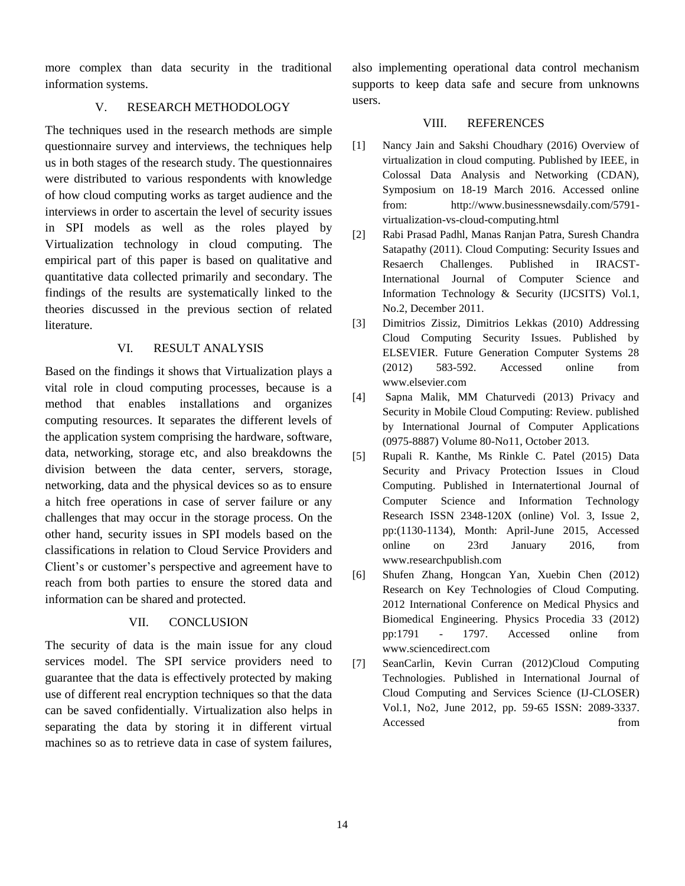more complex than data security in the traditional information systems.

## V. RESEARCH METHODOLOGY

The techniques used in the research methods are simple questionnaire survey and interviews, the techniques help us in both stages of the research study. The questionnaires were distributed to various respondents with knowledge of how cloud computing works as target audience and the interviews in order to ascertain the level of security issues in SPI models as well as the roles played by Virtualization technology in cloud computing. The empirical part of this paper is based on qualitative and quantitative data collected primarily and secondary. The findings of the results are systematically linked to the theories discussed in the previous section of related literature.

## VI. RESULT ANALYSIS

Based on the findings it shows that Virtualization plays a vital role in cloud computing processes, because is a method that enables installations and organizes computing resources. It separates the different levels of the application system comprising the hardware, software, data, networking, storage etc, and also breakdowns the division between the data center, servers, storage, networking, data and the physical devices so as to ensure a hitch free operations in case of server failure or any challenges that may occur in the storage process. On the other hand, security issues in SPI models based on the classifications in relation to Cloud Service Providers and Client's or customer's perspective and agreement have to reach from both parties to ensure the stored data and information can be shared and protected.

## VII. CONCLUSION

The security of data is the main issue for any cloud services model. The SPI service providers need to guarantee that the data is effectively protected by making use of different real encryption techniques so that the data can be saved confidentially. Virtualization also helps in separating the data by storing it in different virtual machines so as to retrieve data in case of system failures, also implementing operational data control mechanism supports to keep data safe and secure from unknowns users.

## VIII. REFERENCES

[1] Nancy Jain and Sakshi Choudhary (2016) Overview of virtualization in cloud computing. Published by IEEE, in Colossal Data Analysis and Networking (CDAN), Symposium on 18-19 March 2016. Accessed online from: http://www.businessnewsdaily.com/5791-virtualization-vs-cloud-computing.html

[2] Rabi Prasad Padhl, Manas Ranjan Patra, Suresh Chandra Satapathy (2011). Cloud Computing: Security Issues and Resaerch Challenges. Published in IRACST-International Journal of Computer Science and Information Technology & Security (IJCSITS) Vol.1, No.2, December 2011.

[3] Dimitrios Zissiz, Dimitrios Lekkas (2010) Addressing Cloud Computing Security Issues. Published by ELSEVIER. Future Generation Computer Systems 28 (2012) 583-592. Accessed online from www.elsevier.com

[4] Sapna Malik, MM Chaturvedi (2013) Privacy and Security in Mobile Cloud Computing: Review. published by International Journal of Computer Applications (0975-8887) Volume 80-No11, October 2013.

[5] Rupali R. Kanthe, Ms Rinkle C. Patel (2015) Data Security and Privacy Protection Issues in Cloud Computing. Published in Internatertional Journal of Computer Science and Information Technology Research ISSN 2348-120X (online) Vol. 3, Issue 2, pp:(1130-1134), Month: April-June 2015, Accessed online on 23rd January 2016, from www.researchpublish.com

[6] Shufen Zhang, Hongcan Yan, Xuebin Chen (2012) Research on Key Technologies of Cloud Computing. 2012 International Conference on Medical Physics and Biomedical Engineering. Physics Procedia 33 (2012) pp:1791 - 1797. Accessed online from www.sciencedirect.com

[7] SeanCarlin, Kevin Curran (2012)Cloud Computing Technologies. Published in International Journal of Cloud Computing and Services Science (IJ-CLOSER) Vol.1, No2, June 2012, pp. 59-65 ISSN: 2089-3337. Accessed from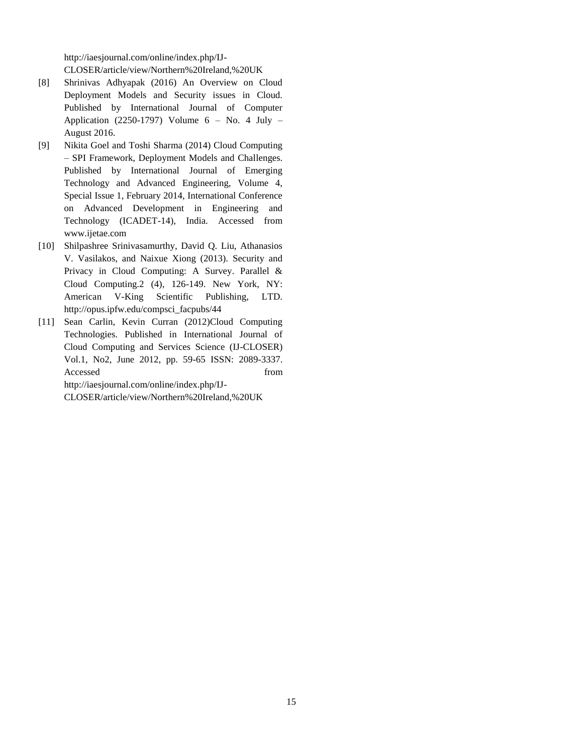http://iaesjournal.com/online/index.php/IJ-CLOSER/article/view/Northern%20Ireland,%20UK

[8] Shrinivas Adhyapak (2016) An Overview on Cloud Deployment Models and Security issues in Cloud. Published by International Journal of Computer Application (2250-1797) Volume 6 – No. 4 July – August 2016.

[9] Nikita Goel and Toshi Sharma (2014) Cloud Computing – SPI Framework, Deployment Models and Challenges. Published by International Journal of Emerging Technology and Advanced Engineering, Volume 4, Special Issue 1, February 2014, International Conference on Advanced Development in Engineering and Technology (ICADET-14), India. Accessed from www.ijetae.com

[10] Shilpashree Srinivasamurthy, David Q. Liu, Athanasios V. Vasilakos, and Naixue Xiong (2013). Security and Privacy in Cloud Computing: A Survey. Parallel & Cloud Computing.2 (4), 126-149. New York, NY: American V-King Scientific Publishing, LTD. http://opus.ipfw.edu/compsci_facpubs/44

[11] Sean Carlin, Kevin Curran (2012)Cloud Computing Technologies. Published in International Journal of Cloud Computing and Services Science (IJ-CLOSER) Vol.1, No2, June 2012, pp. 59-65 ISSN: 2089-3337. Accessed from http://iaesjournal.com/online/index.php/IJ-CLOSER/article/view/Northern%20Ireland,%20UK